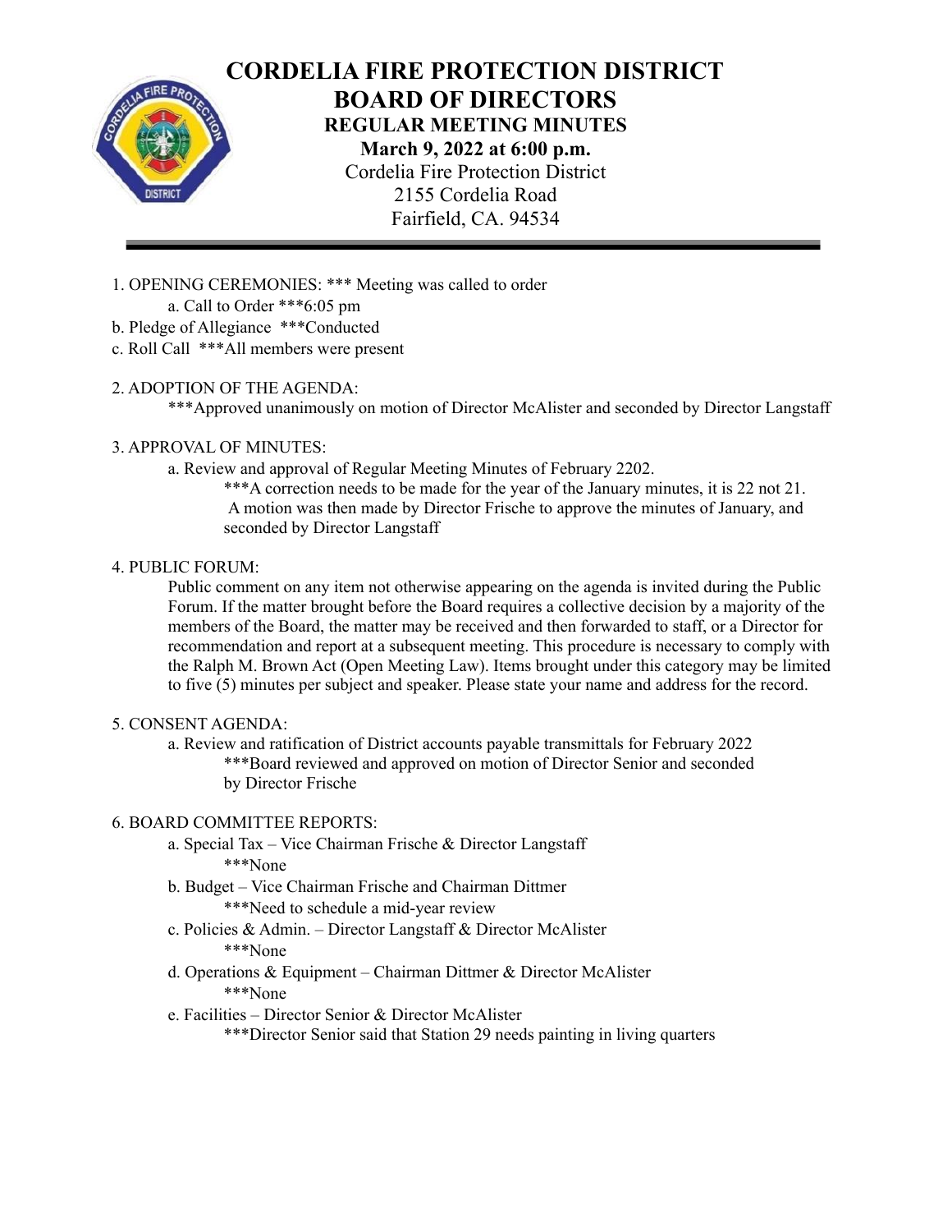# CORDELIA FIRE PROTECTION DISTRICT
# BOARD OF DIRECTORS
## REGULAR MEETING MINUTES
**March 9, 2022 at 6:00 p.m.**

Cordelia Fire Protection District
2155 Cordelia Road
Fairfield, CA. 94534

---

1. OPENING CEREMONIES: *** Meeting was called to order
   - a. Call to Order ***6:05 pm
   - b. Pledge of Allegiance ***Conducted
   - c. Roll Call ***All members were present

2. ADOPTION OF THE AGENDA:
   ***Approved unanimously on motion of Director McAlister and seconded by Director Langstaff

3. APPROVAL OF MINUTES:
   - a. Review and approval of Regular Meeting Minutes of February 2202.
     ***A correction needs to be made for the year of the January minutes, it is 22 not 21. A motion was then made by Director Frische to approve the minutes of January, and seconded by Director Langstaff

4. PUBLIC FORUM:
   Public comment on any item not otherwise appearing on the agenda is invited during the Public Forum. If the matter brought before the Board requires a collective decision by a majority of the members of the Board, the matter may be received and then forwarded to staff, or a Director for recommendation and report at a subsequent meeting. This procedure is necessary to comply with the Ralph M. Brown Act (Open Meeting Law). Items brought under this category may be limited to five (5) minutes per subject and speaker. Please state your name and address for the record.

5. CONSENT AGENDA:
   - a. Review and ratification of District accounts payable transmittals for February 2022
     ***Board reviewed and approved on motion of Director Senior and seconded by Director Frische

6. BOARD COMMITTEE REPORTS:
   - a. Special Tax – Vice Chairman Frische & Director Langstaff
     ***None
   - b. Budget – Vice Chairman Frische and Chairman Dittmer
     ***Need to schedule a mid-year review
   - c. Policies & Admin. – Director Langstaff & Director McAlister
     ***None
   - d. Operations & Equipment – Chairman Dittmer & Director McAlister
     ***None
   - e. Facilities – Director Senior & Director McAlister
     ***Director Senior said that Station 29 needs painting in living quarters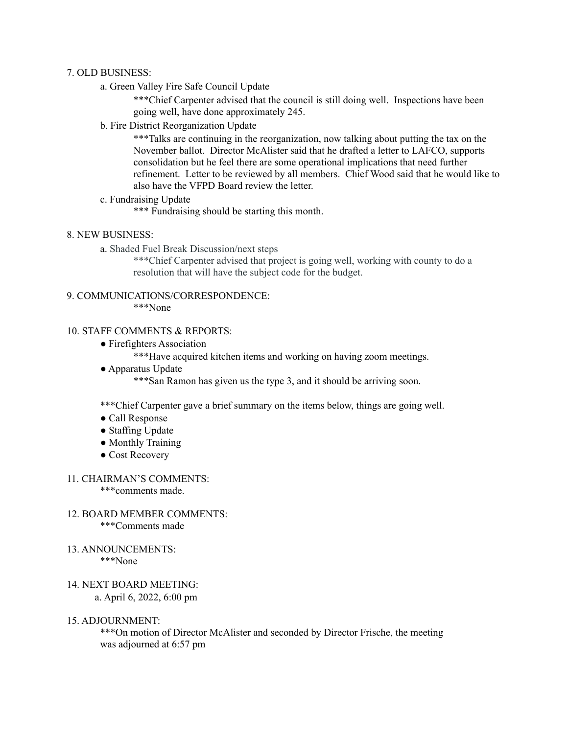7. OLD BUSINESS:

   a. Green Valley Fire Safe Council Update

      ***Chief Carpenter advised that the council is still doing well. Inspections have been going well, have done approximately 245.

   b. Fire District Reorganization Update

      ***Talks are continuing in the reorganization, now talking about putting the tax on the November ballot. Director McAlister said that he drafted a letter to LAFCO, supports consolidation but he feel there are some operational implications that need further refinement. Letter to be reviewed by all members. Chief Wood said that he would like to also have the VFPD Board review the letter.

   c. Fundraising Update

      *** Fundraising should be starting this month.

8. NEW BUSINESS:

   a. Shaded Fuel Break Discussion/next steps

      ***Chief Carpenter advised that project is going well, working with county to do a resolution that will have the subject code for the budget.

9. COMMUNICATIONS/CORRESPONDENCE:

   ***None

10. STAFF COMMENTS & REPORTS:

    - Firefighters Association

      ***Have acquired kitchen items and working on having zoom meetings.

    - Apparatus Update

      ***San Ramon has given us the type 3, and it should be arriving soon.

    ***Chief Carpenter gave a brief summary on the items below, things are going well.

    - Call Response
    - Staffing Update
    - Monthly Training
    - Cost Recovery

11. CHAIRMAN'S COMMENTS:

    ***comments made.

12. BOARD MEMBER COMMENTS:

    ***Comments made

13. ANNOUNCEMENTS:

    ***None

14. NEXT BOARD MEETING:

    a. April 6, 2022, 6:00 pm

15. ADJOURNMENT:

    ***On motion of Director McAlister and seconded by Director Frische, the meeting was adjourned at 6:57 pm